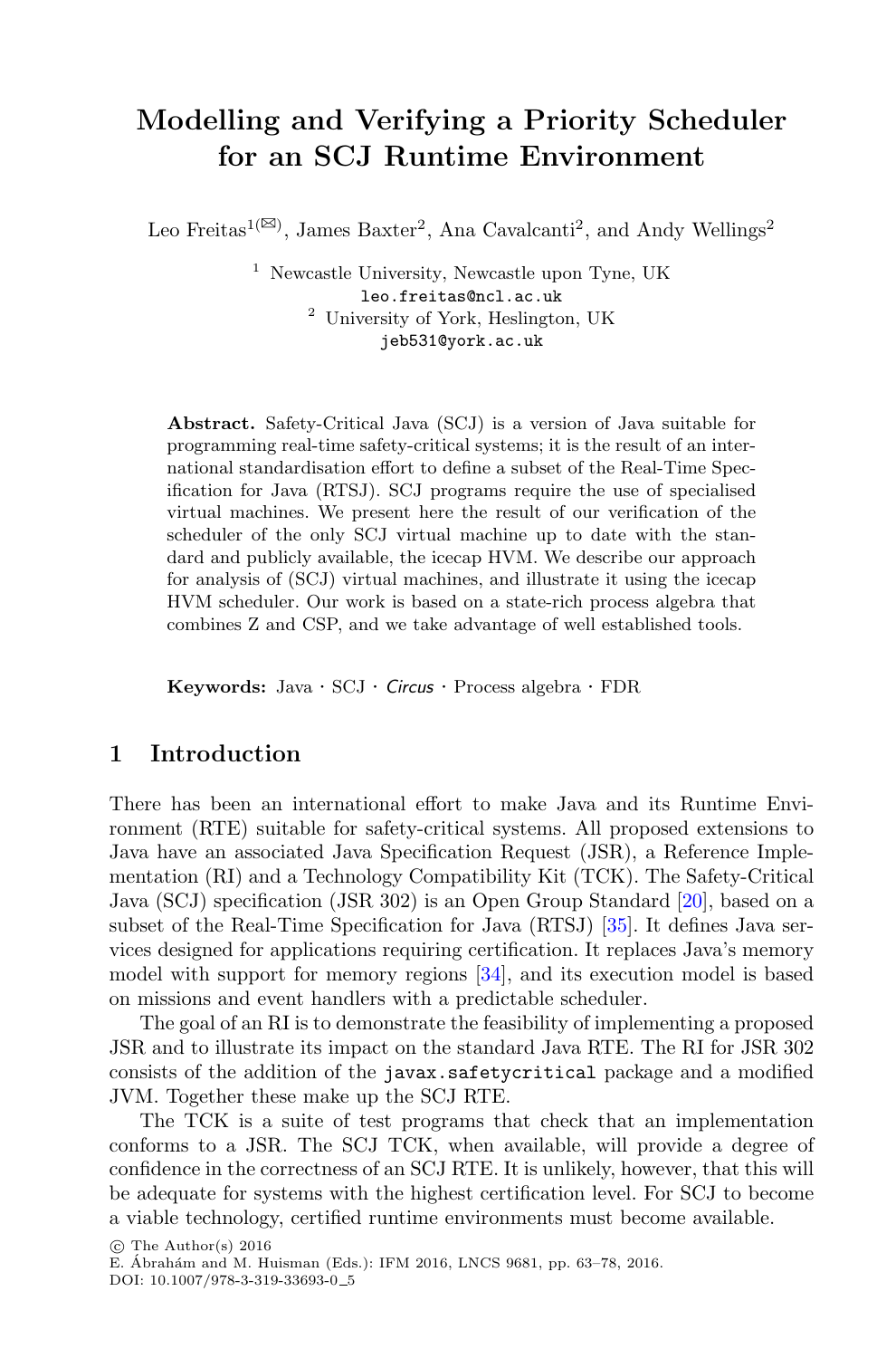# Modelling and Verifying a Priority Scheduler for an SCJ Runtime Environment

Leo Freitas[1](✉), James Baxter[2], Ana Cavalcanti[2], and Andy Wellings[2]

[1] Newcastle University, Newcastle upon Tyne, UK
leo.freitas@ncl.ac.uk

[2] University of York, Heslington, UK
jeb531@york.ac.uk

**Abstract.** Safety-Critical Java (SCJ) is a version of Java suitable for programming real-time safety-critical systems; it is the result of an international standardisation effort to define a subset of the Real-Time Specification for Java (RTSJ). SCJ programs require the use of specialised virtual machines. We present here the result of our verification of the scheduler of the only SCJ virtual machine up to date with the standard and publicly available, the icecap HVM. We describe our approach for analysis of (SCJ) virtual machines, and illustrate it using the icecap HVM scheduler. Our work is based on a state-rich process algebra that combines Z and CSP, and we take advantage of well established tools.

**Keywords:** Java · SCJ · *Circus* · Process algebra · FDR

## 1 Introduction

There has been an international effort to make Java and its Runtime Environment (RTE) suitable for safety-critical systems. All proposed extensions to Java have an associated Java Specification Request (JSR), a Reference Implementation (RI) and a Technology Compatibility Kit (TCK). The Safety-Critical Java (SCJ) specification (JSR 302) is an Open Group Standard [20], based on a subset of the Real-Time Specification for Java (RTSJ) [35]. It defines Java services designed for applications requiring certification. It replaces Java's memory model with support for memory regions [34], and its execution model is based on missions and event handlers with a predictable scheduler.

The goal of an RI is to demonstrate the feasibility of implementing a proposed JSR and to illustrate its impact on the standard Java RTE. The RI for JSR 302 consists of the addition of the `javax.safetycritical` package and a modified JVM. Together these make up the SCJ RTE.

The TCK is a suite of test programs that check that an implementation conforms to a JSR. The SCJ TCK, when available, will provide a degree of confidence in the correctness of an SCJ RTE. It is unlikely, however, that this will be adequate for systems with the highest certification level. For SCJ to become a viable technology, certified runtime environments must become available.

© The Author(s) 2016
E. Ábrahám and M. Huisman (Eds.): IFM 2016, LNCS 9681, pp. 63–78, 2016.
DOI: 10.1007/978-3-319-33693-0_5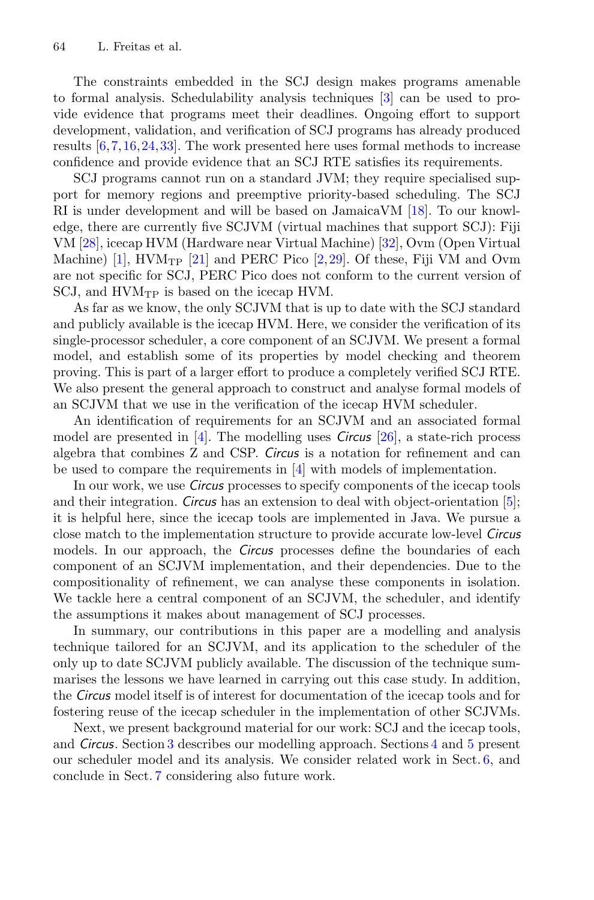The constraints embedded in the SCJ design makes programs amenable to formal analysis. Schedulability analysis techniques [3] can be used to provide evidence that programs meet their deadlines. Ongoing effort to support development, validation, and verification of SCJ programs has already produced results [6,7,16,24,33]. The work presented here uses formal methods to increase confidence and provide evidence that an SCJ RTE satisfies its requirements.

SCJ programs cannot run on a standard JVM; they require specialised support for memory regions and preemptive priority-based scheduling. The SCJ RI is under development and will be based on JamaicaVM [18]. To our knowledge, there are currently five SCJVM (virtual machines that support SCJ): Fiji VM [28], icecap HVM (Hardware near Virtual Machine) [32], Ovm (Open Virtual Machine) [1], $\text{HVM}_{\text{TP}}$ [21] and PERC Pico [2,29]. Of these, Fiji VM and Ovm are not specific for SCJ, PERC Pico does not conform to the current version of SCJ, and $\text{HVM}_{\text{TP}}$ is based on the icecap HVM.

As far as we know, the only SCJVM that is up to date with the SCJ standard and publicly available is the icecap HVM. Here, we consider the verification of its single-processor scheduler, a core component of an SCJVM. We present a formal model, and establish some of its properties by model checking and theorem proving. This is part of a larger effort to produce a completely verified SCJ RTE. We also present the general approach to construct and analyse formal models of an SCJVM that we use in the verification of the icecap HVM scheduler.

An identification of requirements for an SCJVM and an associated formal model are presented in [4]. The modelling uses *Circus* [26], a state-rich process algebra that combines Z and CSP. *Circus* is a notation for refinement and can be used to compare the requirements in [4] with models of implementation.

In our work, we use *Circus* processes to specify components of the icecap tools and their integration. *Circus* has an extension to deal with object-orientation [5]; it is helpful here, since the icecap tools are implemented in Java. We pursue a close match to the implementation structure to provide accurate low-level *Circus* models. In our approach, the *Circus* processes define the boundaries of each component of an SCJVM implementation, and their dependencies. Due to the compositionality of refinement, we can analyse these components in isolation. We tackle here a central component of an SCJVM, the scheduler, and identify the assumptions it makes about management of SCJ processes.

In summary, our contributions in this paper are a modelling and analysis technique tailored for an SCJVM, and its application to the scheduler of the only up to date SCJVM publicly available. The discussion of the technique summarises the lessons we have learned in carrying out this case study. In addition, the *Circus* model itself is of interest for documentation of the icecap tools and for fostering reuse of the icecap scheduler in the implementation of other SCJVMs.

Next, we present background material for our work: SCJ and the icecap tools, and *Circus*. Section 3 describes our modelling approach. Sections 4 and 5 present our scheduler model and its analysis. We consider related work in Sect. 6, and conclude in Sect. 7 considering also future work.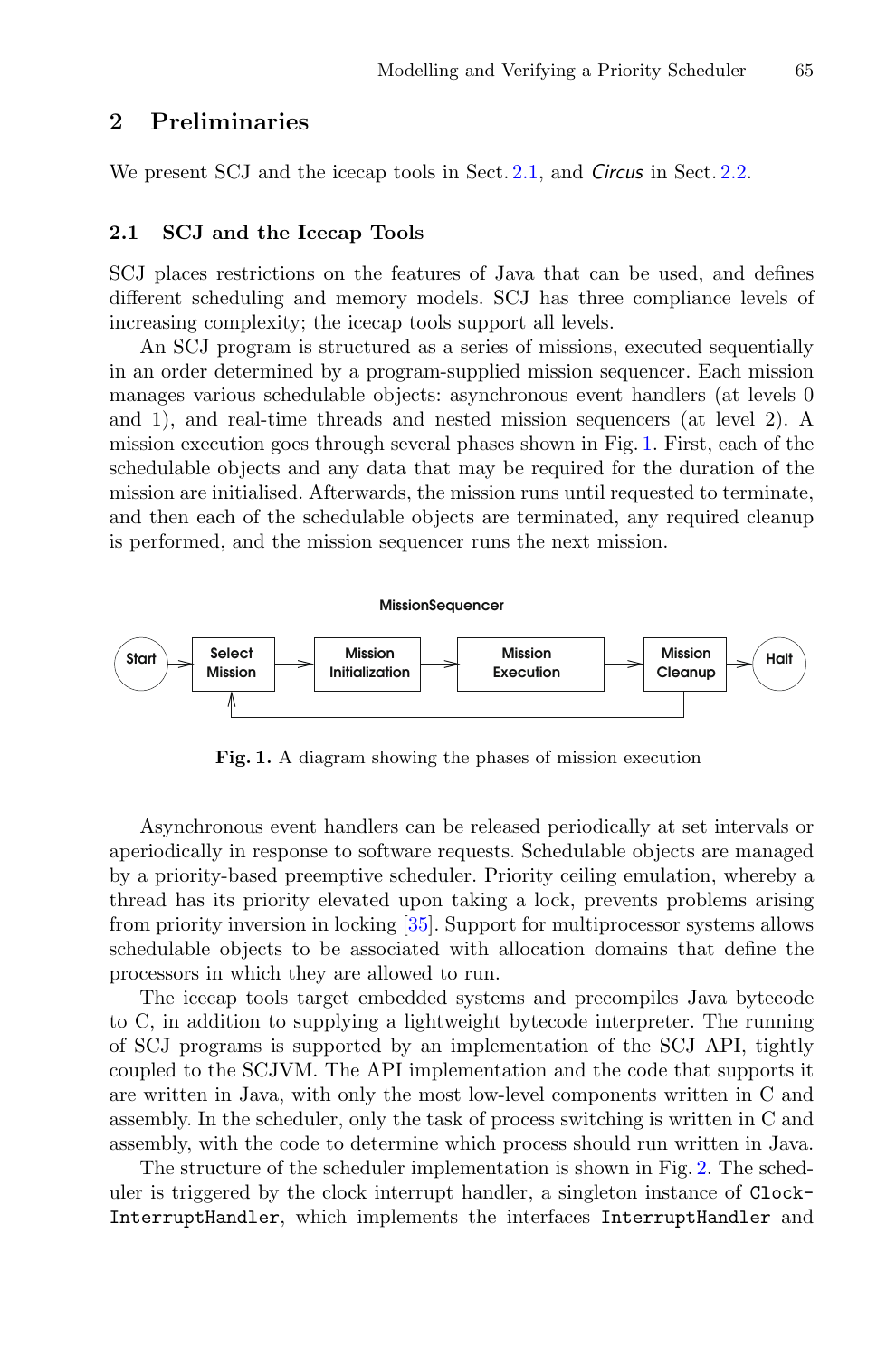## 2 Preliminaries

We present SCJ and the icecap tools in Sect. 2.1, and *Circus* in Sect. 2.2.

### 2.1 SCJ and the Icecap Tools

SCJ places restrictions on the features of Java that can be used, and defines different scheduling and memory models. SCJ has three compliance levels of increasing complexity; the icecap tools support all levels.

An SCJ program is structured as a series of missions, executed sequentially in an order determined by a program-supplied mission sequencer. Each mission manages various schedulable objects: asynchronous event handlers (at levels 0 and 1), and real-time threads and nested mission sequencers (at level 2). A mission execution goes through several phases shown in Fig. 1. First, each of the schedulable objects and any data that may be required for the duration of the mission are initialised. Afterwards, the mission runs until requested to terminate, and then each of the schedulable objects are terminated, any required cleanup is performed, and the mission sequencer runs the next mission.

MissionSequencer

Start

Select Mission

Mission Initialization

Mission Execution

Mission Cleanup

Halt

**Fig. 1.** A diagram showing the phases of mission execution

Asynchronous event handlers can be released periodically at set intervals or aperiodically in response to software requests. Schedulable objects are managed by a priority-based preemptive scheduler. Priority ceiling emulation, whereby a thread has its priority elevated upon taking a lock, prevents problems arising from priority inversion in locking [35]. Support for multiprocessor systems allows schedulable objects to be associated with allocation domains that define the processors in which they are allowed to run.

The icecap tools target embedded systems and precompiles Java bytecode to C, in addition to supplying a lightweight bytecode interpreter. The running of SCJ programs is supported by an implementation of the SCJ API, tightly coupled to the SCJVM. The API implementation and the code that supports it are written in Java, with only the most low-level components written in C and assembly. In the scheduler, only the task of process switching is written in C and assembly, with the code to determine which process should run written in Java.

The structure of the scheduler implementation is shown in Fig. 2. The scheduler is triggered by the clock interrupt handler, a singleton instance of `ClockInterruptHandler`, which implements the interfaces `InterruptHandler` and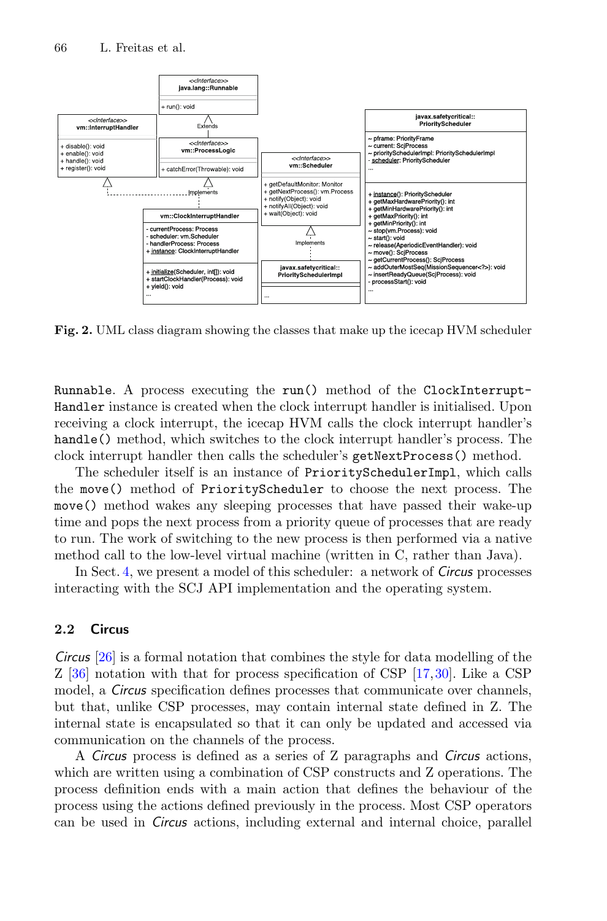**Fig. 2.** UML class diagram showing the classes that make up the icecap HVM scheduler

Runnable. A process executing the run() method of the ClockInterrupt-Handler instance is created when the clock interrupt handler is initialised. Upon receiving a clock interrupt, the icecap HVM calls the clock interrupt handler's handle() method, which switches to the clock interrupt handler's process. The clock interrupt handler then calls the scheduler's getNextProcess() method.

The scheduler itself is an instance of PrioritySchedulerImpl, which calls the move() method of PriorityScheduler to choose the next process. The move() method wakes any sleeping processes that have passed their wake-up time and pops the next process from a priority queue of processes that are ready to run. The work of switching to the new process is then performed via a native method call to the low-level virtual machine (written in C, rather than Java).

In Sect. 4, we present a model of this scheduler: a network of *Circus* processes interacting with the SCJ API implementation and the operating system.

### 2.2 Circus

*Circus* [26] is a formal notation that combines the style for data modelling of the Z [36] notation with that for process specification of CSP [17,30]. Like a CSP model, a *Circus* specification defines processes that communicate over channels, but that, unlike CSP processes, may contain internal state defined in Z. The internal state is encapsulated so that it can only be updated and accessed via communication on the channels of the process.

A *Circus* process is defined as a series of Z paragraphs and *Circus* actions, which are written using a combination of CSP constructs and Z operations. The process definition ends with a main action that defines the behaviour of the process using the actions defined previously in the process. Most CSP operators can be used in *Circus* actions, including external and internal choice, parallel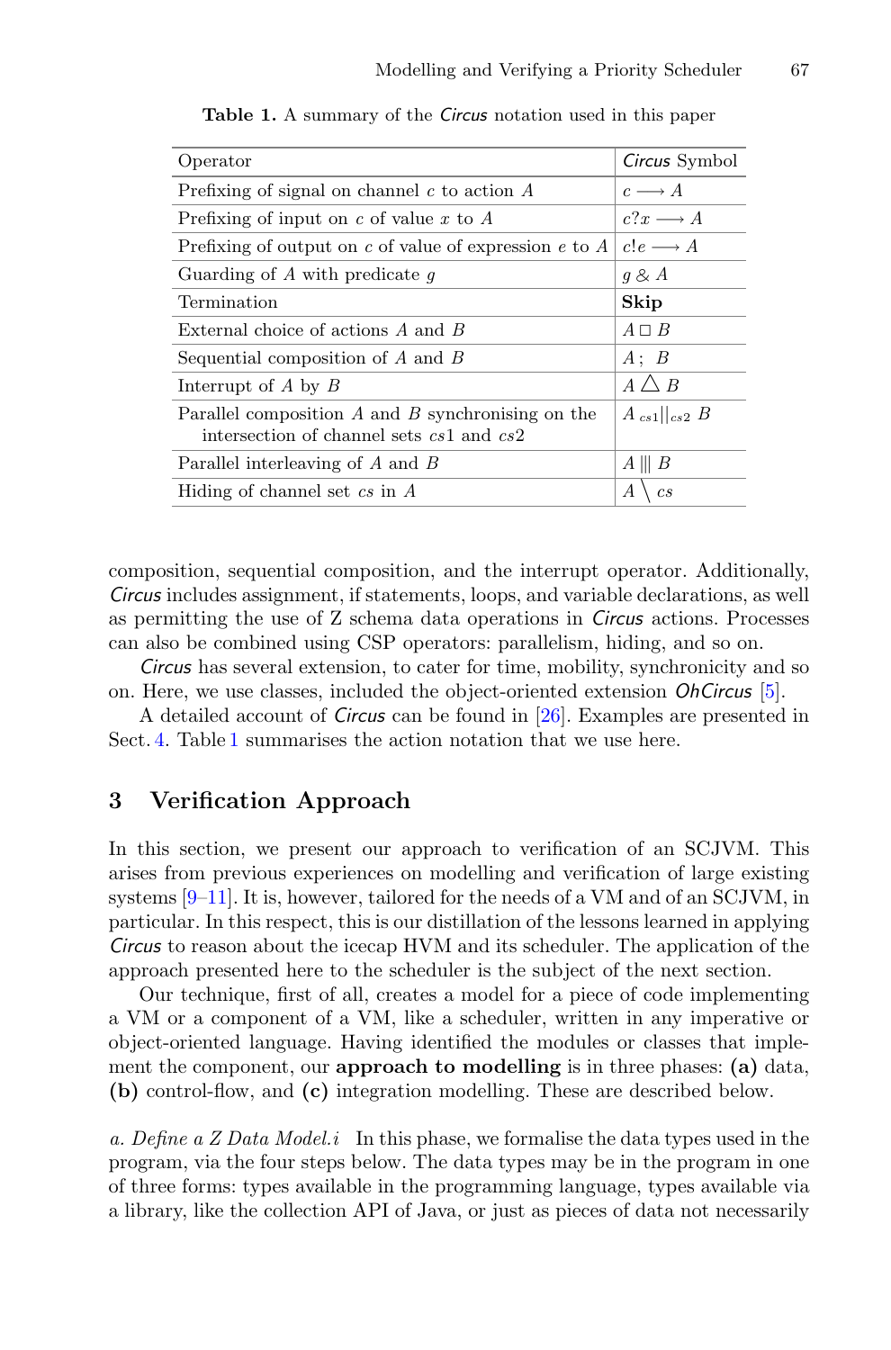**Table 1.** A summary of the *Circus* notation used in this paper

| Operator | *Circus* Symbol |
|---|---|
| Prefixing of signal on channel $c$ to action $A$ | $c \longrightarrow A$ |
| Prefixing of input on $c$ of value $x$ to $A$ | $c?x \longrightarrow A$ |
| Prefixing of output on $c$ of value of expression $e$ to $A$ | $c!e \longrightarrow A$ |
| Guarding of $A$ with predicate $g$ | $g \mathbin{\&} A$ |
| Termination | **Skip** |
| External choice of actions $A$ and $B$ | $A \square B$ |
| Sequential composition of $A$ and $B$ | $A \mathbin{;}\ B$ |
| Interrupt of $A$ by $B$ | $A \triangle B$ |
| Parallel composition $A$ and $B$ synchronising on the intersection of channel sets $cs1$ and $cs2$ | $A\ {}_{cs1}\vert\vert_{cs2}\ B$ |
| Parallel interleaving of $A$ and $B$ | $A \vert\vert\vert B$ |
| Hiding of channel set $cs$ in $A$ | $A \setminus cs$ |

composition, sequential composition, and the interrupt operator. Additionally, *Circus* includes assignment, if statements, loops, and variable declarations, as well as permitting the use of Z schema data operations in *Circus* actions. Processes can also be combined using CSP operators: parallelism, hiding, and so on.

*Circus* has several extension, to cater for time, mobility, synchronicity and so on. Here, we use classes, included the object-oriented extension *OhCircus* [5].

A detailed account of *Circus* can be found in [26]. Examples are presented in Sect. 4. Table 1 summarises the action notation that we use here.

## 3 Verification Approach

In this section, we present our approach to verification of an SCJVM. This arises from previous experiences on modelling and verification of large existing systems [9–11]. It is, however, tailored for the needs of a VM and of an SCJVM, in particular. In this respect, this is our distillation of the lessons learned in applying *Circus* to reason about the icecap HVM and its scheduler. The application of the approach presented here to the scheduler is the subject of the next section.

Our technique, first of all, creates a model for a piece of code implementing a VM or a component of a VM, like a scheduler, written in any imperative or object-oriented language. Having identified the modules or classes that implement the component, our **approach to modelling** is in three phases: **(a)** data, **(b)** control-flow, and **(c)** integration modelling. These are described below.

*a. Define a Z Data Model.i* In this phase, we formalise the data types used in the program, via the four steps below. The data types may be in the program in one of three forms: types available in the programming language, types available via a library, like the collection API of Java, or just as pieces of data not necessarily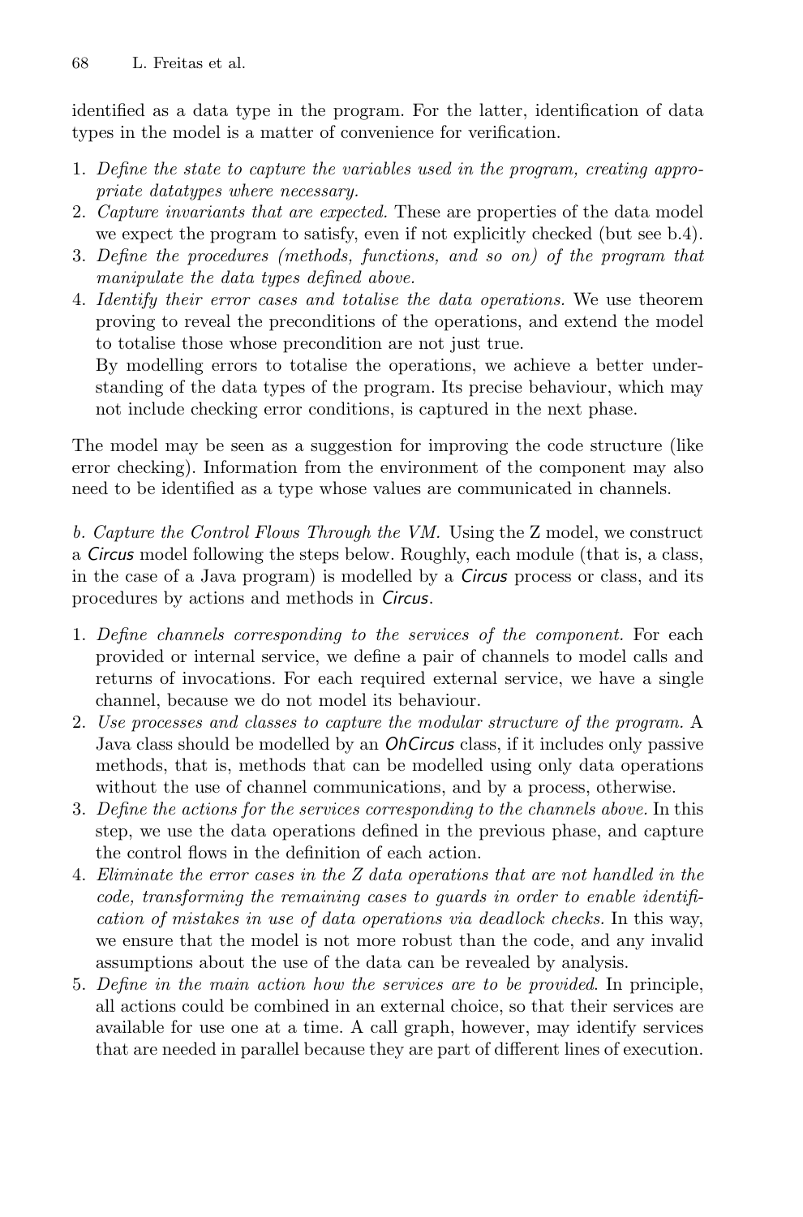identified as a data type in the program. For the latter, identification of data types in the model is a matter of convenience for verification.

1. *Define the state to capture the variables used in the program, creating appropriate datatypes where necessary.*
2. *Capture invariants that are expected.* These are properties of the data model we expect the program to satisfy, even if not explicitly checked (but see b.4).
3. *Define the procedures (methods, functions, and so on) of the program that manipulate the data types defined above.*
4. *Identify their error cases and totalise the data operations.* We use theorem proving to reveal the preconditions of the operations, and extend the model to totalise those whose precondition are not just true.

   By modelling errors to totalise the operations, we achieve a better understanding of the data types of the program. Its precise behaviour, which may not include checking error conditions, is captured in the next phase.

The model may be seen as a suggestion for improving the code structure (like error checking). Information from the environment of the component may also need to be identified as a type whose values are communicated in channels.

*b. Capture the Control Flows Through the VM.* Using the Z model, we construct a *Circus* model following the steps below. Roughly, each module (that is, a class, in the case of a Java program) is modelled by a *Circus* process or class, and its procedures by actions and methods in *Circus*.

1. *Define channels corresponding to the services of the component.* For each provided or internal service, we define a pair of channels to model calls and returns of invocations. For each required external service, we have a single channel, because we do not model its behaviour.
2. *Use processes and classes to capture the modular structure of the program.* A Java class should be modelled by an *OhCircus* class, if it includes only passive methods, that is, methods that can be modelled using only data operations without the use of channel communications, and by a process, otherwise.
3. *Define the actions for the services corresponding to the channels above.* In this step, we use the data operations defined in the previous phase, and capture the control flows in the definition of each action.
4. *Eliminate the error cases in the Z data operations that are not handled in the code, transforming the remaining cases to guards in order to enable identification of mistakes in use of data operations via deadlock checks.* In this way, we ensure that the model is not more robust than the code, and any invalid assumptions about the use of the data can be revealed by analysis.
5. *Define in the main action how the services are to be provided.* In principle, all actions could be combined in an external choice, so that their services are available for use one at a time. A call graph, however, may identify services that are needed in parallel because they are part of different lines of execution.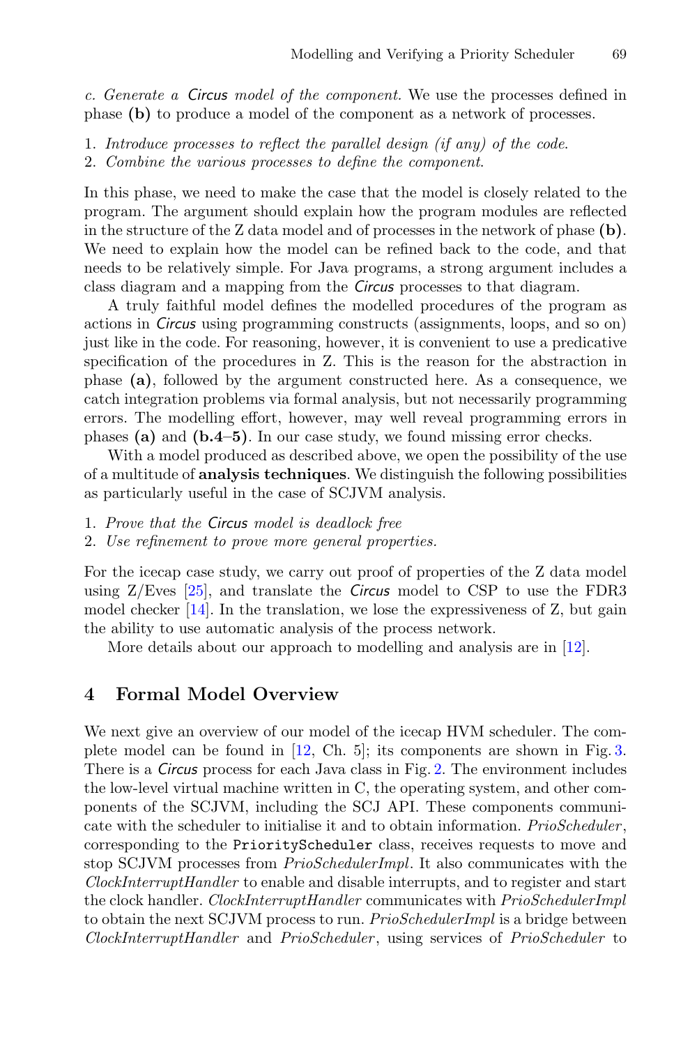*c. Generate a Circus model of the component.* We use the processes defined in phase **(b)** to produce a model of the component as a network of processes.

1. *Introduce processes to reflect the parallel design (if any) of the code.*
2. *Combine the various processes to define the component.*

In this phase, we need to make the case that the model is closely related to the program. The argument should explain how the program modules are reflected in the structure of the Z data model and of processes in the network of phase **(b)**. We need to explain how the model can be refined back to the code, and that needs to be relatively simple. For Java programs, a strong argument includes a class diagram and a mapping from the *Circus* processes to that diagram.

A truly faithful model defines the modelled procedures of the program as actions in *Circus* using programming constructs (assignments, loops, and so on) just like in the code. For reasoning, however, it is convenient to use a predicative specification of the procedures in Z. This is the reason for the abstraction in phase **(a)**, followed by the argument constructed here. As a consequence, we catch integration problems via formal analysis, but not necessarily programming errors. The modelling effort, however, may well reveal programming errors in phases **(a)** and **(b.4–5)**. In our case study, we found missing error checks.

With a model produced as described above, we open the possibility of the use of a multitude of **analysis techniques**. We distinguish the following possibilities as particularly useful in the case of SCJVM analysis.

1. *Prove that the Circus model is deadlock free*
2. *Use refinement to prove more general properties.*

For the icecap case study, we carry out proof of properties of the Z data model using Z/Eves [25], and translate the *Circus* model to CSP to use the FDR3 model checker [14]. In the translation, we lose the expressiveness of Z, but gain the ability to use automatic analysis of the process network.

More details about our approach to modelling and analysis are in [12].

## 4 Formal Model Overview

We next give an overview of our model of the icecap HVM scheduler. The complete model can be found in [12, Ch. 5]; its components are shown in Fig. 3. There is a *Circus* process for each Java class in Fig. 2. The environment includes the low-level virtual machine written in C, the operating system, and other components of the SCJVM, including the SCJ API. These components communicate with the scheduler to initialise it and to obtain information. *PrioScheduler*, corresponding to the `PriorityScheduler` class, receives requests to move and stop SCJVM processes from *PrioSchedulerImpl*. It also communicates with the *ClockInterruptHandler* to enable and disable interrupts, and to register and start the clock handler. *ClockInterruptHandler* communicates with *PrioSchedulerImpl* to obtain the next SCJVM process to run. *PrioSchedulerImpl* is a bridge between *ClockInterruptHandler* and *PrioScheduler*, using services of *PrioScheduler* to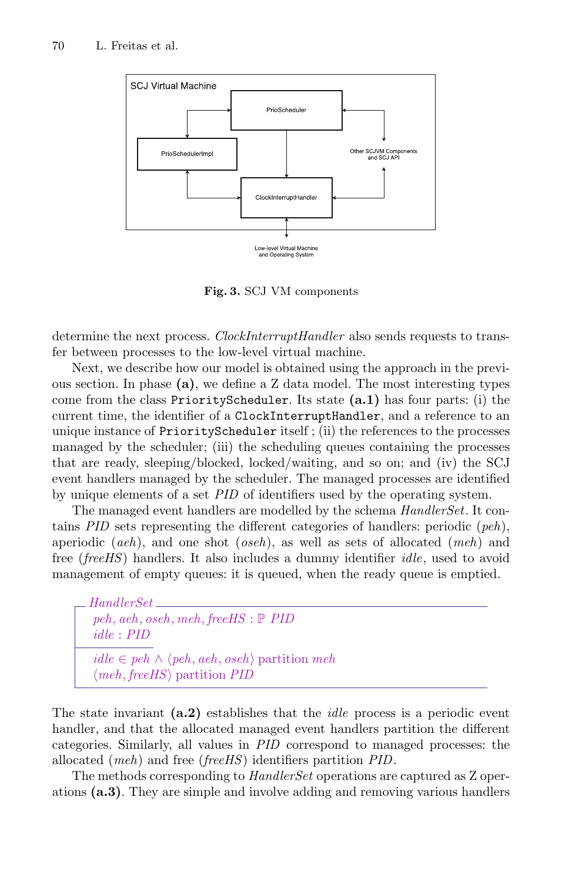SCJ Virtual Machine

PrioScheduler

PrioSchedulerImpl

Other SCJVM Components and SCJ API

ClockInterruptHandler

Low-level Virtual Machine and Operating System

**Fig. 3.** SCJ VM components

determine the next process. *ClockInterruptHandler* also sends requests to transfer between processes to the low-level virtual machine.

Next, we describe how our model is obtained using the approach in the previous section. In phase **(a)**, we define a Z data model. The most interesting types come from the class `PriorityScheduler`. Its state **(a.1)** has four parts: (i) the current time, the identifier of a `ClockInterruptHandler`, and a reference to an unique instance of `PriorityScheduler` itself ; (ii) the references to the processes managed by the scheduler; (iii) the scheduling queues containing the processes that are ready, sleeping/blocked, locked/waiting, and so on; and (iv) the SCJ event handlers managed by the scheduler. The managed processes are identified by unique elements of a set *PID* of identifiers used by the operating system.

The managed event handlers are modelled by the schema *HandlerSet*. It contains *PID* sets representing the different categories of handlers: periodic (*peh*), aperiodic (*aeh*), and one shot (*oseh*), as well as sets of allocated (*meh*) and free (*freeHS*) handlers. It also includes a dummy identifier *idle*, used to avoid management of empty queues: it is queued, when the ready queue is emptied.

*HandlerSet*

$$peh, aeh, oseh, meh, freeHS : \mathbb{P}\ PID$$
$$idle : PID$$

$$idle \in peh \land \langle peh, aeh, oseh \rangle \text{ partition } meh$$
$$\langle meh, freeHS \rangle \text{ partition } PID$$

The state invariant **(a.2)** establishes that the *idle* process is a periodic event handler, and that the allocated managed event handlers partition the different categories. Similarly, all values in *PID* correspond to managed processes: the allocated (*meh*) and free (*freeHS*) identifiers partition *PID*.

The methods corresponding to *HandlerSet* operations are captured as Z operations **(a.3)**. They are simple and involve adding and removing various handlers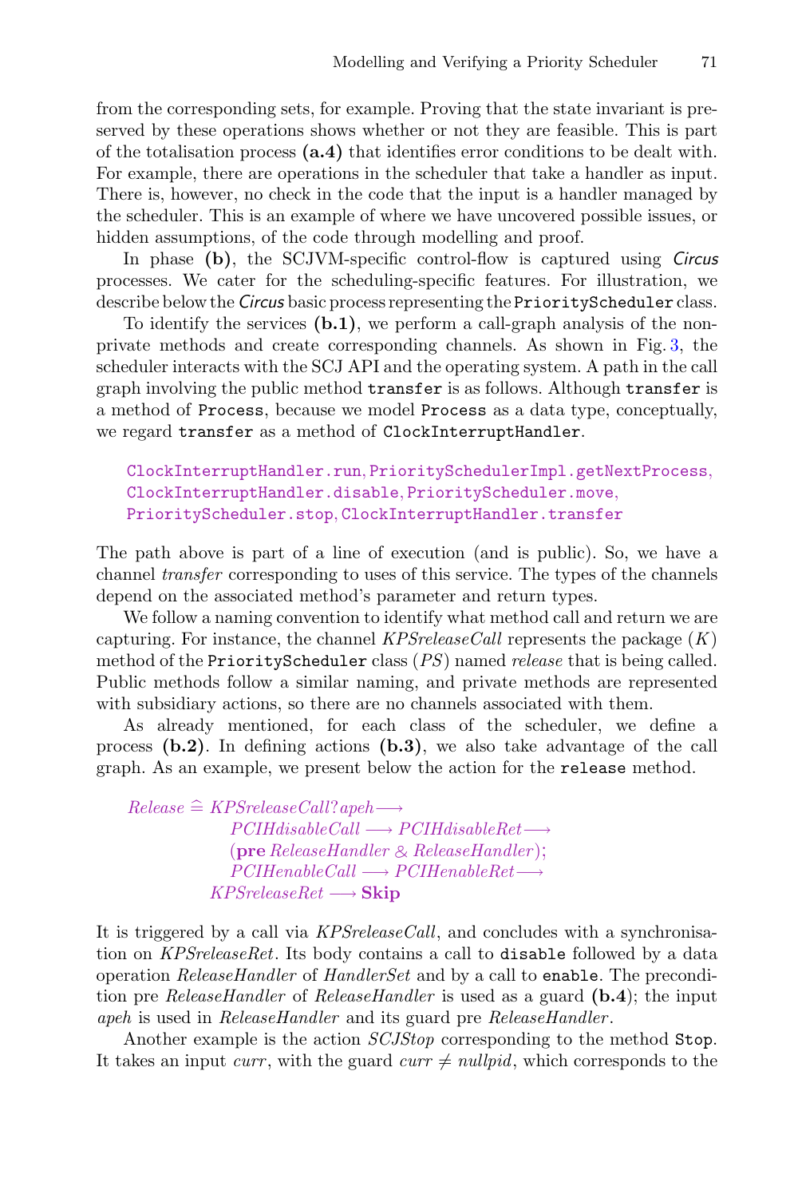from the corresponding sets, for example. Proving that the state invariant is preserved by these operations shows whether or not they are feasible. This is part of the totalisation process **(a.4)** that identifies error conditions to be dealt with. For example, there are operations in the scheduler that take a handler as input. There is, however, no check in the code that the input is a handler managed by the scheduler. This is an example of where we have uncovered possible issues, or hidden assumptions, of the code through modelling and proof.

In phase **(b)**, the SCJVM-specific control-flow is captured using *Circus* processes. We cater for the scheduling-specific features. For illustration, we describe below the *Circus* basic process representing the `PriorityScheduler` class.

To identify the services **(b.1)**, we perform a call-graph analysis of the non-private methods and create corresponding channels. As shown in Fig. 3, the scheduler interacts with the SCJ API and the operating system. A path in the call graph involving the public method `transfer` is as follows. Although `transfer` is a method of `Process`, because we model `Process` as a data type, conceptually, we regard `transfer` as a method of `ClockInterruptHandler`.

```
ClockInterruptHandler.run, PrioritySchedulerImpl.getNextProcess,
ClockInterruptHandler.disable, PriorityScheduler.move,
PriorityScheduler.stop, ClockInterruptHandler.transfer
```

The path above is part of a line of execution (and is public). So, we have a channel *transfer* corresponding to uses of this service. The types of the channels depend on the associated method's parameter and return types.

We follow a naming convention to identify what method call and return we are capturing. For instance, the channel *KPSreleaseCall* represents the package ($K$) method of the `PriorityScheduler` class ($PS$) named *release* that is being called. Public methods follow a similar naming, and private methods are represented with subsidiary actions, so there are no channels associated with them.

As already mentioned, for each class of the scheduler, we define a process **(b.2)**. In defining actions **(b.3)**, we also take advantage of the call graph. As an example, we present below the action for the `release` method.

$$
\begin{array}{l}
Release \mathrel{\widehat=} KPSreleaseCall?apeh \longrightarrow \\
\quad\quad PCIHdisableCall \longrightarrow PCIHdisableRet \longrightarrow \\
\quad\quad (\mathbf{pre}\ ReleaseHandler \mathbin{\&} ReleaseHandler); \\
\quad\quad PCIHenableCall \longrightarrow PCIHenableRet \longrightarrow \\
\quad KPSreleaseRet \longrightarrow \mathbf{Skip}
\end{array}
$$

It is triggered by a call via *KPSreleaseCall*, and concludes with a synchronisation on *KPSreleaseRet*. Its body contains a call to `disable` followed by a data operation *ReleaseHandler* of *HandlerSet* and by a call to `enable`. The precondition pre *ReleaseHandler* of *ReleaseHandler* is used as a guard **(b.4)**; the input *apeh* is used in *ReleaseHandler* and its guard pre *ReleaseHandler*.

Another example is the action *SCJStop* corresponding to the method `Stop`. It takes an input *curr*, with the guard $curr \neq nullpid$, which corresponds to the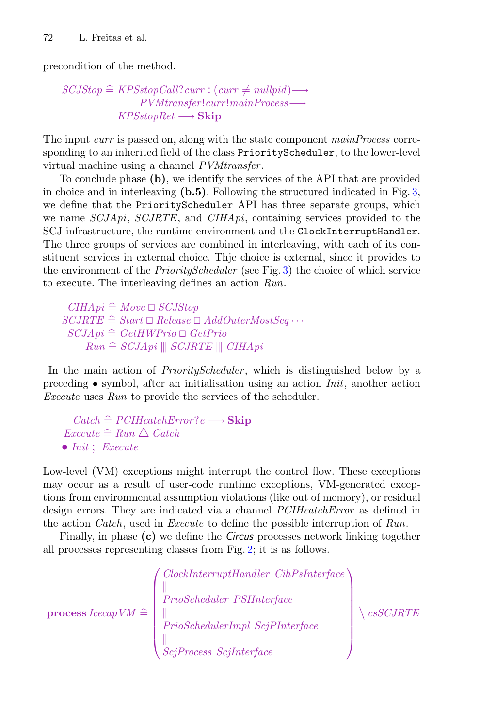precondition of the method.

$$
\begin{aligned}
SCJStop \mathrel{\widehat=}\ & KPSstopCall?curr : (curr \neq nullpid) \longrightarrow \\
& \quad PVMtransfer!curr!mainProcess \longrightarrow \\
& KPSstopRet \longrightarrow \mathbf{Skip}
\end{aligned}
$$

The input *curr* is passed on, along with the state component *mainProcess* corresponding to an inherited field of the class `PriorityScheduler`, to the lower-level virtual machine using a channel *PVMtransfer*.

To conclude phase **(b)**, we identify the services of the API that are provided in choice and in interleaving **(b.5)**. Following the structured indicated in Fig. 3, we define that the `PriorityScheduler` API has three separate groups, which we name *SCJApi*, *SCJRTE*, and *CIHApi*, containing services provided to the SCJ infrastructure, the runtime environment and the `ClockInterruptHandler`. The three groups of services are combined in interleaving, with each of its constituent services in external choice. Thje choice is external, since it provides to the environment of the *PriorityScheduler* (see Fig. 3) the choice of which service to execute. The interleaving defines an action *Run*.

$$
\begin{aligned}
CIHApi &\mathrel{\widehat=} Move \mathbin{\Box} SCJStop \\
SCJRTE &\mathrel{\widehat=} Start \mathbin{\Box} Release \mathbin{\Box} AddOuterMostSeq \cdots \\
SCJApi &\mathrel{\widehat=} GetHWPrio \mathbin{\Box} GetPrio \\
Run &\mathrel{\widehat=} SCJApi \mathbin{|||} SCJRTE \mathbin{|||} CIHApi
\end{aligned}
$$

In the main action of *PriorityScheduler*, which is distinguished below by a preceding $\bullet$ symbol, after an initialisation using an action *Init*, another action *Execute* uses *Run* to provide the services of the scheduler.

$$
\begin{aligned}
Catch &\mathrel{\widehat=} PCIHcatchError?e \longrightarrow \mathbf{Skip} \\
Execute &\mathrel{\widehat=} Run \mathbin{\triangle} Catch \\
\bullet\ & Init \,;\ Execute
\end{aligned}
$$

Low-level (VM) exceptions might interrupt the control flow. These exceptions may occur as a result of user-code runtime exceptions, VM-generated exceptions from environmental assumption violations (like out of memory), or residual design errors. They are indicated via a channel *PCIHcatchError* as defined in the action *Catch*, used in *Execute* to define the possible interruption of *Run*.

Finally, in phase **(c)** we define the *Circus* processes network linking together all processes representing classes from Fig. 2; it is as follows.

$$
\mathbf{process}\ IcecapVM \mathrel{\widehat=} \left(
\begin{array}{l}
ClockInterruptHandler\ \ CihPsInterface \\
\| \\
PrioScheduler\ \ PSIInterface \\
\| \\
PrioSchedulerImpl\ \ ScjPInterface \\
\| \\
ScjProcess\ \ ScjInterface
\end{array}
\right) \setminus csSCJRTE
$$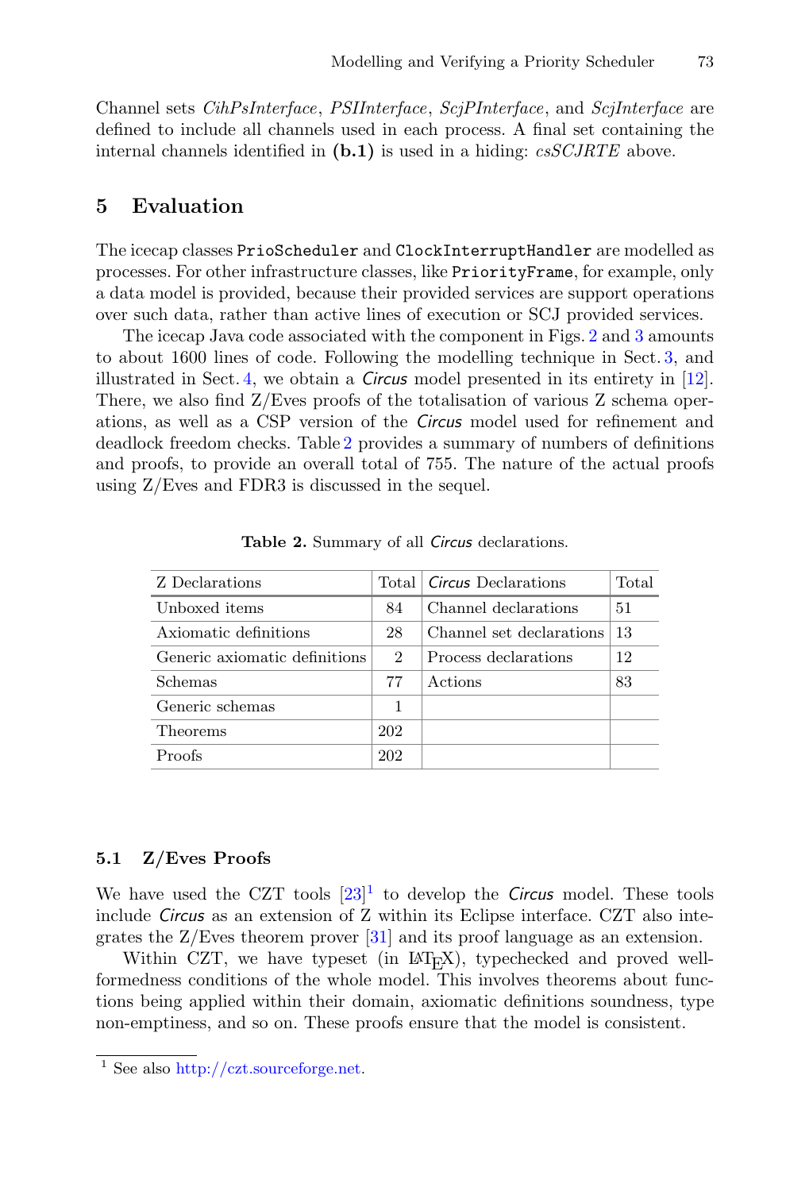Channel sets *CihPsInterface*, *PSIInterface*, *ScjPInterface*, and *ScjInterface* are defined to include all channels used in each process. A final set containing the internal channels identified in **(b.1)** is used in a hiding: *csSCJRTE* above.

## 5 Evaluation

The icecap classes `PrioScheduler` and `ClockInterruptHandler` are modelled as processes. For other infrastructure classes, like `PriorityFrame`, for example, only a data model is provided, because their provided services are support operations over such data, rather than active lines of execution or SCJ provided services.

The icecap Java code associated with the component in Figs. 2 and 3 amounts to about 1600 lines of code. Following the modelling technique in Sect. 3, and illustrated in Sect. 4, we obtain a *Circus* model presented in its entirety in [12]. There, we also find Z/Eves proofs of the totalisation of various Z schema operations, as well as a CSP version of the *Circus* model used for refinement and deadlock freedom checks. Table 2 provides a summary of numbers of definitions and proofs, to provide an overall total of 755. The nature of the actual proofs using Z/Eves and FDR3 is discussed in the sequel.

**Table 2.** Summary of all *Circus* declarations.

| Z Declarations | Total | *Circus* Declarations | Total |
|---|---|---|---|
| Unboxed items | 84 | Channel declarations | 51 |
| Axiomatic definitions | 28 | Channel set declarations | 13 |
| Generic axiomatic definitions | 2 | Process declarations | 12 |
| Schemas | 77 | Actions | 83 |
| Generic schemas | 1 | | |
| Theorems | 202 | | |
| Proofs | 202 | | |

### 5.1 Z/Eves Proofs

We have used the CZT tools [23][1] to develop the *Circus* model. These tools include *Circus* as an extension of Z within its Eclipse interface. CZT also integrates the Z/Eves theorem prover [31] and its proof language as an extension.

Within CZT, we have typeset (in LaTeX), typechecked and proved well-formedness conditions of the whole model. This involves theorems about functions being applied within their domain, axiomatic definitions soundness, type non-emptiness, and so on. These proofs ensure that the model is consistent.

[1] See also http://czt.sourceforge.net.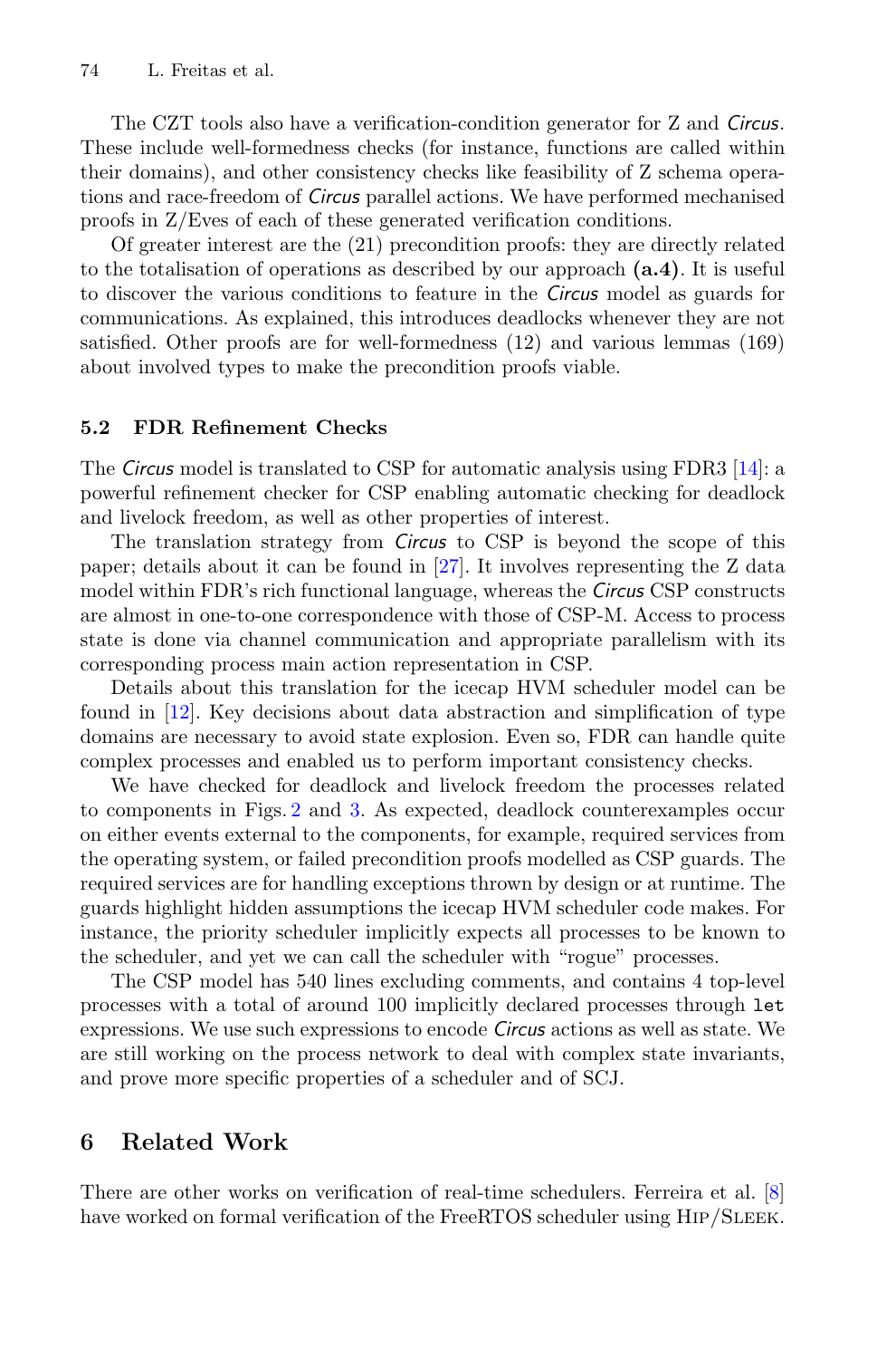The CZT tools also have a verification-condition generator for Z and *Circus*. These include well-formedness checks (for instance, functions are called within their domains), and other consistency checks like feasibility of Z schema operations and race-freedom of *Circus* parallel actions. We have performed mechanised proofs in Z/Eves of each of these generated verification conditions.

Of greater interest are the (21) precondition proofs: they are directly related to the totalisation of operations as described by our approach **(a.4)**. It is useful to discover the various conditions to feature in the *Circus* model as guards for communications. As explained, this introduces deadlocks whenever they are not satisfied. Other proofs are for well-formedness (12) and various lemmas (169) about involved types to make the precondition proofs viable.

### 5.2 FDR Refinement Checks

The *Circus* model is translated to CSP for automatic analysis using FDR3 [14]: a powerful refinement checker for CSP enabling automatic checking for deadlock and livelock freedom, as well as other properties of interest.

The translation strategy from *Circus* to CSP is beyond the scope of this paper; details about it can be found in [27]. It involves representing the Z data model within FDR's rich functional language, whereas the *Circus* CSP constructs are almost in one-to-one correspondence with those of CSP-M. Access to process state is done via channel communication and appropriate parallelism with its corresponding process main action representation in CSP.

Details about this translation for the icecap HVM scheduler model can be found in [12]. Key decisions about data abstraction and simplification of type domains are necessary to avoid state explosion. Even so, FDR can handle quite complex processes and enabled us to perform important consistency checks.

We have checked for deadlock and livelock freedom the processes related to components in Figs. 2 and 3. As expected, deadlock counterexamples occur on either events external to the components, for example, required services from the operating system, or failed precondition proofs modelled as CSP guards. The required services are for handling exceptions thrown by design or at runtime. The guards highlight hidden assumptions the icecap HVM scheduler code makes. For instance, the priority scheduler implicitly expects all processes to be known to the scheduler, and yet we can call the scheduler with "rogue" processes.

The CSP model has 540 lines excluding comments, and contains 4 top-level processes with a total of around 100 implicitly declared processes through `let` expressions. We use such expressions to encode *Circus* actions as well as state. We are still working on the process network to deal with complex state invariants, and prove more specific properties of a scheduler and of SCJ.

## 6 Related Work

There are other works on verification of real-time schedulers. Ferreira et al. [8] have worked on formal verification of the FreeRTOS scheduler using Hip/Sleek.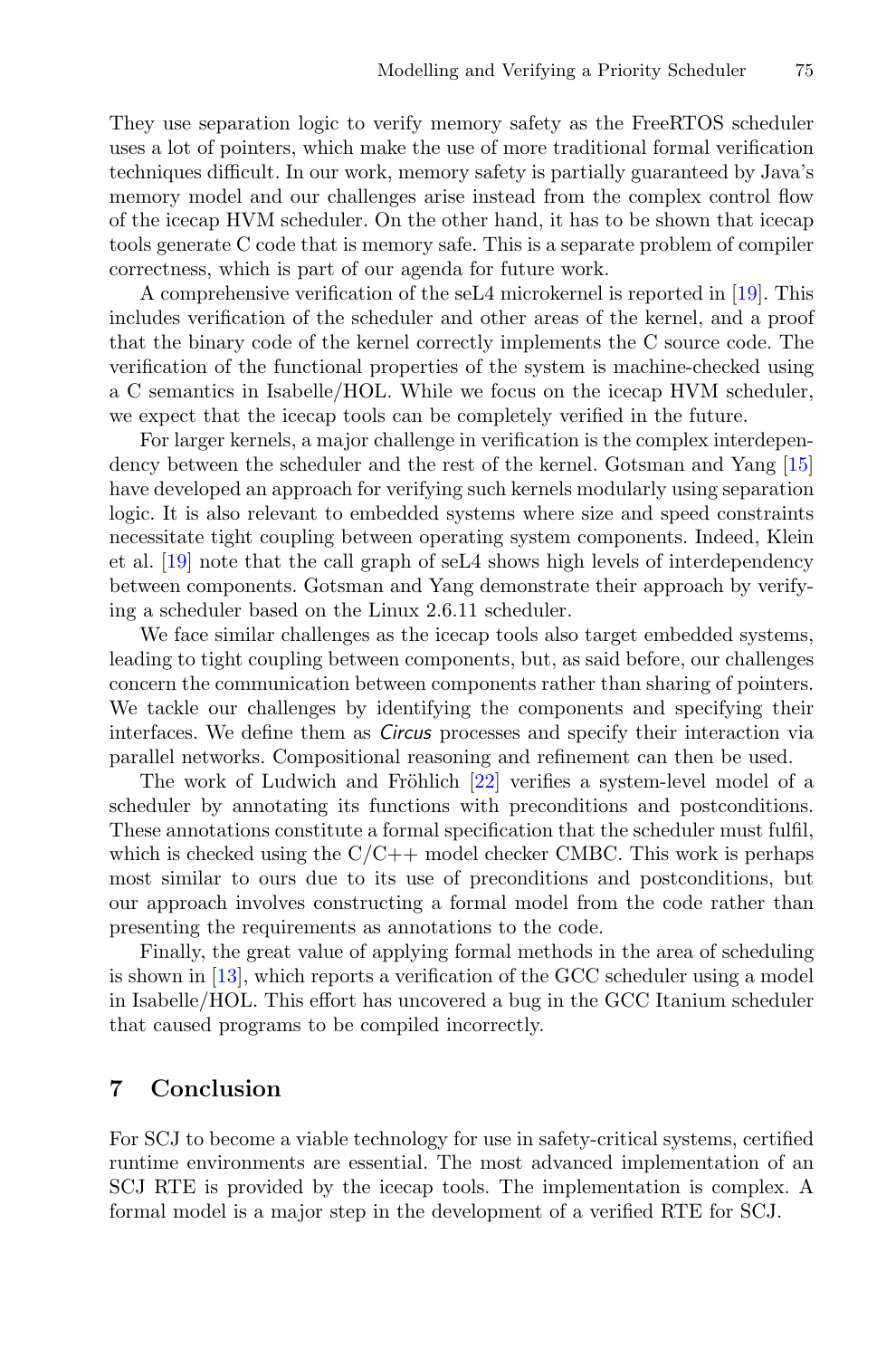They use separation logic to verify memory safety as the FreeRTOS scheduler uses a lot of pointers, which make the use of more traditional formal verification techniques difficult. In our work, memory safety is partially guaranteed by Java's memory model and our challenges arise instead from the complex control flow of the icecap HVM scheduler. On the other hand, it has to be shown that icecap tools generate C code that is memory safe. This is a separate problem of compiler correctness, which is part of our agenda for future work.

A comprehensive verification of the seL4 microkernel is reported in [19]. This includes verification of the scheduler and other areas of the kernel, and a proof that the binary code of the kernel correctly implements the C source code. The verification of the functional properties of the system is machine-checked using a C semantics in Isabelle/HOL. While we focus on the icecap HVM scheduler, we expect that the icecap tools can be completely verified in the future.

For larger kernels, a major challenge in verification is the complex interdependency between the scheduler and the rest of the kernel. Gotsman and Yang [15] have developed an approach for verifying such kernels modularly using separation logic. It is also relevant to embedded systems where size and speed constraints necessitate tight coupling between operating system components. Indeed, Klein et al. [19] note that the call graph of seL4 shows high levels of interdependency between components. Gotsman and Yang demonstrate their approach by verifying a scheduler based on the Linux 2.6.11 scheduler.

We face similar challenges as the icecap tools also target embedded systems, leading to tight coupling between components, but, as said before, our challenges concern the communication between components rather than sharing of pointers. We tackle our challenges by identifying the components and specifying their interfaces. We define them as *Circus* processes and specify their interaction via parallel networks. Compositional reasoning and refinement can then be used.

The work of Ludwich and Fröhlich [22] verifies a system-level model of a scheduler by annotating its functions with preconditions and postconditions. These annotations constitute a formal specification that the scheduler must fulfil, which is checked using the C/C++ model checker CMBC. This work is perhaps most similar to ours due to its use of preconditions and postconditions, but our approach involves constructing a formal model from the code rather than presenting the requirements as annotations to the code.

Finally, the great value of applying formal methods in the area of scheduling is shown in [13], which reports a verification of the GCC scheduler using a model in Isabelle/HOL. This effort has uncovered a bug in the GCC Itanium scheduler that caused programs to be compiled incorrectly.

## 7 Conclusion

For SCJ to become a viable technology for use in safety-critical systems, certified runtime environments are essential. The most advanced implementation of an SCJ RTE is provided by the icecap tools. The implementation is complex. A formal model is a major step in the development of a verified RTE for SCJ.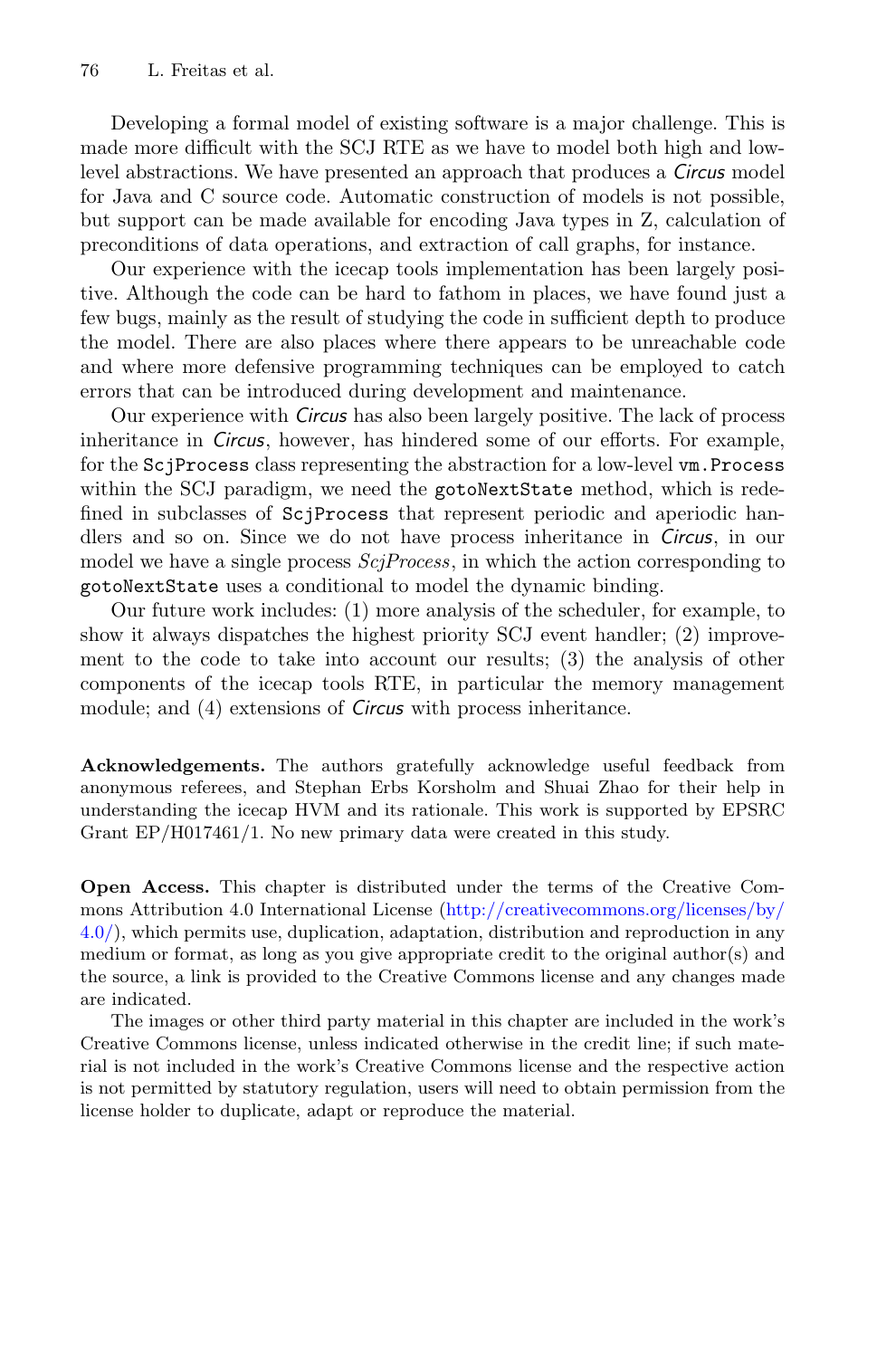Developing a formal model of existing software is a major challenge. This is made more difficult with the SCJ RTE as we have to model both high and low-level abstractions. We have presented an approach that produces a *Circus* model for Java and C source code. Automatic construction of models is not possible, but support can be made available for encoding Java types in Z, calculation of preconditions of data operations, and extraction of call graphs, for instance.

Our experience with the icecap tools implementation has been largely positive. Although the code can be hard to fathom in places, we have found just a few bugs, mainly as the result of studying the code in sufficient depth to produce the model. There are also places where there appears to be unreachable code and where more defensive programming techniques can be employed to catch errors that can be introduced during development and maintenance.

Our experience with *Circus* has also been largely positive. The lack of process inheritance in *Circus*, however, has hindered some of our efforts. For example, for the `ScjProcess` class representing the abstraction for a low-level `vm.Process` within the SCJ paradigm, we need the `gotoNextState` method, which is redefined in subclasses of `ScjProcess` that represent periodic and aperiodic handlers and so on. Since we do not have process inheritance in *Circus*, in our model we have a single process *ScjProcess*, in which the action corresponding to `gotoNextState` uses a conditional to model the dynamic binding.

Our future work includes: (1) more analysis of the scheduler, for example, to show it always dispatches the highest priority SCJ event handler; (2) improvement to the code to take into account our results; (3) the analysis of other components of the icecap tools RTE, in particular the memory management module; and (4) extensions of *Circus* with process inheritance.

**Acknowledgements.** The authors gratefully acknowledge useful feedback from anonymous referees, and Stephan Erbs Korsholm and Shuai Zhao for their help in understanding the icecap HVM and its rationale. This work is supported by EPSRC Grant EP/H017461/1. No new primary data were created in this study.

**Open Access.** This chapter is distributed under the terms of the Creative Commons Attribution 4.0 International License (http://creativecommons.org/licenses/by/4.0/), which permits use, duplication, adaptation, distribution and reproduction in any medium or format, as long as you give appropriate credit to the original author(s) and the source, a link is provided to the Creative Commons license and any changes made are indicated.

The images or other third party material in this chapter are included in the work's Creative Commons license, unless indicated otherwise in the credit line; if such material is not included in the work's Creative Commons license and the respective action is not permitted by statutory regulation, users will need to obtain permission from the license holder to duplicate, adapt or reproduce the material.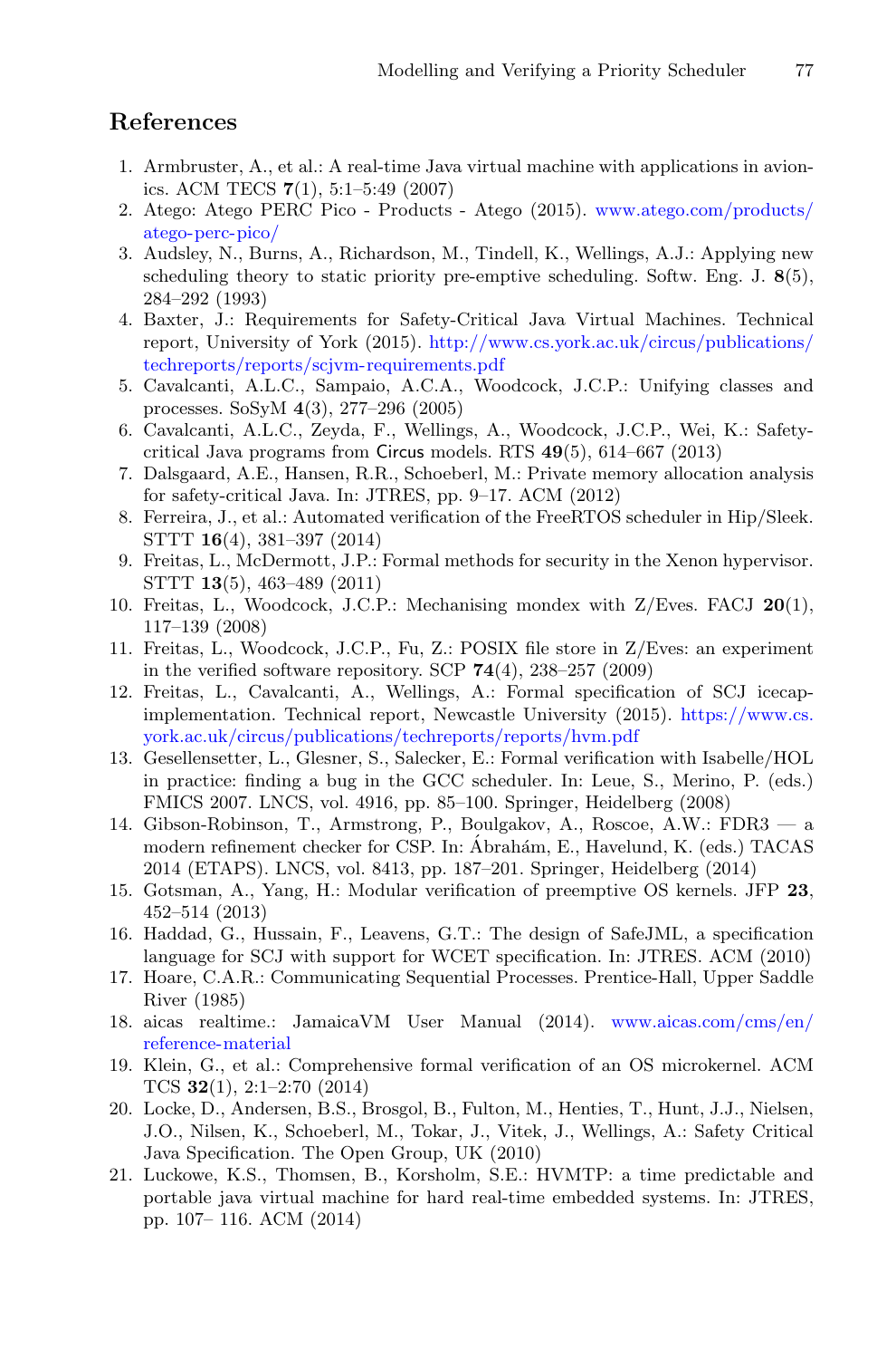## References

1. Armbruster, A., et al.: A real-time Java virtual machine with applications in avionics. ACM TECS **7**(1), 5:1–5:49 (2007)
2. Atego: Atego PERC Pico - Products - Atego (2015). www.atego.com/products/atego-perc-pico/
3. Audsley, N., Burns, A., Richardson, M., Tindell, K., Wellings, A.J.: Applying new scheduling theory to static priority pre-emptive scheduling. Softw. Eng. J. **8**(5), 284–292 (1993)
4. Baxter, J.: Requirements for Safety-Critical Java Virtual Machines. Technical report, University of York (2015). http://www.cs.york.ac.uk/circus/publications/techreports/reports/scjvm-requirements.pdf
5. Cavalcanti, A.L.C., Sampaio, A.C.A., Woodcock, J.C.P.: Unifying classes and processes. SoSyM **4**(3), 277–296 (2005)
6. Cavalcanti, A.L.C., Zeyda, F., Wellings, A., Woodcock, J.C.P., Wei, K.: Safety-critical Java programs from Circus models. RTS **49**(5), 614–667 (2013)
7. Dalsgaard, A.E., Hansen, R.R., Schoeberl, M.: Private memory allocation analysis for safety-critical Java. In: JTRES, pp. 9–17. ACM (2012)
8. Ferreira, J., et al.: Automated verification of the FreeRTOS scheduler in Hip/Sleek. STTT **16**(4), 381–397 (2014)
9. Freitas, L., McDermott, J.P.: Formal methods for security in the Xenon hypervisor. STTT **13**(5), 463–489 (2011)
10. Freitas, L., Woodcock, J.C.P.: Mechanising mondex with Z/Eves. FACJ **20**(1), 117–139 (2008)
11. Freitas, L., Woodcock, J.C.P., Fu, Z.: POSIX file store in Z/Eves: an experiment in the verified software repository. SCP **74**(4), 238–257 (2009)
12. Freitas, L., Cavalcanti, A., Wellings, A.: Formal specification of SCJ icecap-implementation. Technical report, Newcastle University (2015). https://www.cs.york.ac.uk/circus/publications/techreports/reports/hvm.pdf
13. Gesellensetter, L., Glesner, S., Salecker, E.: Formal verification with Isabelle/HOL in practice: finding a bug in the GCC scheduler. In: Leue, S., Merino, P. (eds.) FMICS 2007. LNCS, vol. 4916, pp. 85–100. Springer, Heidelberg (2008)
14. Gibson-Robinson, T., Armstrong, P., Boulgakov, A., Roscoe, A.W.: FDR3 — a modern refinement checker for CSP. In: Ábrahám, E., Havelund, K. (eds.) TACAS 2014 (ETAPS). LNCS, vol. 8413, pp. 187–201. Springer, Heidelberg (2014)
15. Gotsman, A., Yang, H.: Modular verification of preemptive OS kernels. JFP **23**, 452–514 (2013)
16. Haddad, G., Hussain, F., Leavens, G.T.: The design of SafeJML, a specification language for SCJ with support for WCET specification. In: JTRES. ACM (2010)
17. Hoare, C.A.R.: Communicating Sequential Processes. Prentice-Hall, Upper Saddle River (1985)
18. aicas realtime.: JamaicaVM User Manual (2014). www.aicas.com/cms/en/reference-material
19. Klein, G., et al.: Comprehensive formal verification of an OS microkernel. ACM TCS **32**(1), 2:1–2:70 (2014)
20. Locke, D., Andersen, B.S., Brosgol, B., Fulton, M., Henties, T., Hunt, J.J., Nielsen, J.O., Nilsen, K., Schoeberl, M., Tokar, J., Vitek, J., Wellings, A.: Safety Critical Java Specification. The Open Group, UK (2010)
21. Luckowe, K.S., Thomsen, B., Korsholm, S.E.: HVMTP: a time predictable and portable java virtual machine for hard real-time embedded systems. In: JTRES, pp. 107– 116. ACM (2014)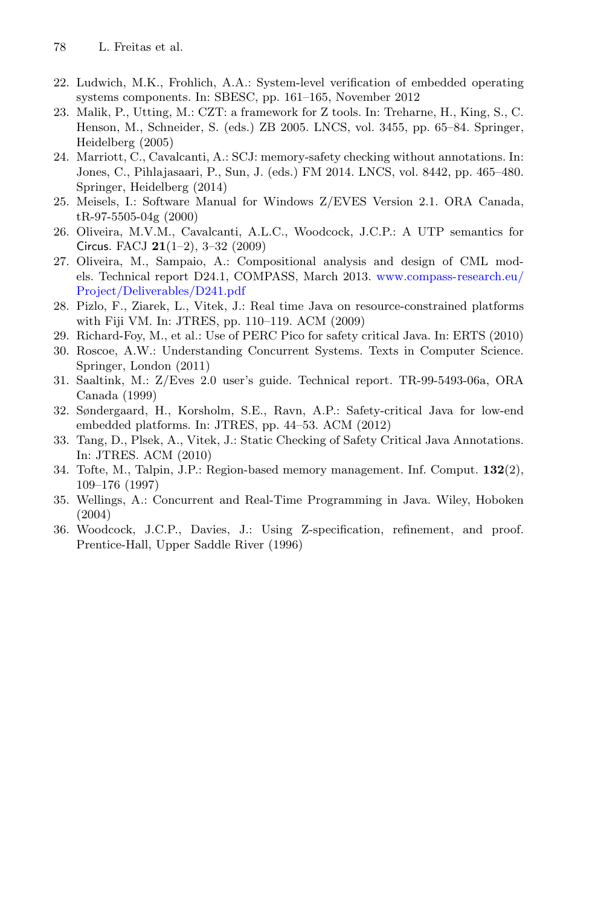22. Ludwich, M.K., Frohlich, A.A.: System-level verification of embedded operating systems components. In: SBESC, pp. 161–165, November 2012
23. Malik, P., Utting, M.: CZT: a framework for Z tools. In: Treharne, H., King, S., C. Henson, M., Schneider, S. (eds.) ZB 2005. LNCS, vol. 3455, pp. 65–84. Springer, Heidelberg (2005)
24. Marriott, C., Cavalcanti, A.: SCJ: memory-safety checking without annotations. In: Jones, C., Pihlajasaari, P., Sun, J. (eds.) FM 2014. LNCS, vol. 8442, pp. 465–480. Springer, Heidelberg (2014)
25. Meisels, I.: Software Manual for Windows Z/EVES Version 2.1. ORA Canada, tR-97-5505-04g (2000)
26. Oliveira, M.V.M., Cavalcanti, A.L.C., Woodcock, J.C.P.: A UTP semantics for Circus. FACJ **21**(1–2), 3–32 (2009)
27. Oliveira, M., Sampaio, A.: Compositional analysis and design of CML models. Technical report D24.1, COMPASS, March 2013. www.compass-research.eu/Project/Deliverables/D241.pdf
28. Pizlo, F., Ziarek, L., Vitek, J.: Real time Java on resource-constrained platforms with Fiji VM. In: JTRES, pp. 110–119. ACM (2009)
29. Richard-Foy, M., et al.: Use of PERC Pico for safety critical Java. In: ERTS (2010)
30. Roscoe, A.W.: Understanding Concurrent Systems. Texts in Computer Science. Springer, London (2011)
31. Saaltink, M.: Z/Eves 2.0 user's guide. Technical report. TR-99-5493-06a, ORA Canada (1999)
32. Søndergaard, H., Korsholm, S.E., Ravn, A.P.: Safety-critical Java for low-end embedded platforms. In: JTRES, pp. 44–53. ACM (2012)
33. Tang, D., Plsek, A., Vitek, J.: Static Checking of Safety Critical Java Annotations. In: JTRES. ACM (2010)
34. Tofte, M., Talpin, J.P.: Region-based memory management. Inf. Comput. **132**(2), 109–176 (1997)
35. Wellings, A.: Concurrent and Real-Time Programming in Java. Wiley, Hoboken (2004)
36. Woodcock, J.C.P., Davies, J.: Using Z-specification, refinement, and proof. Prentice-Hall, Upper Saddle River (1996)